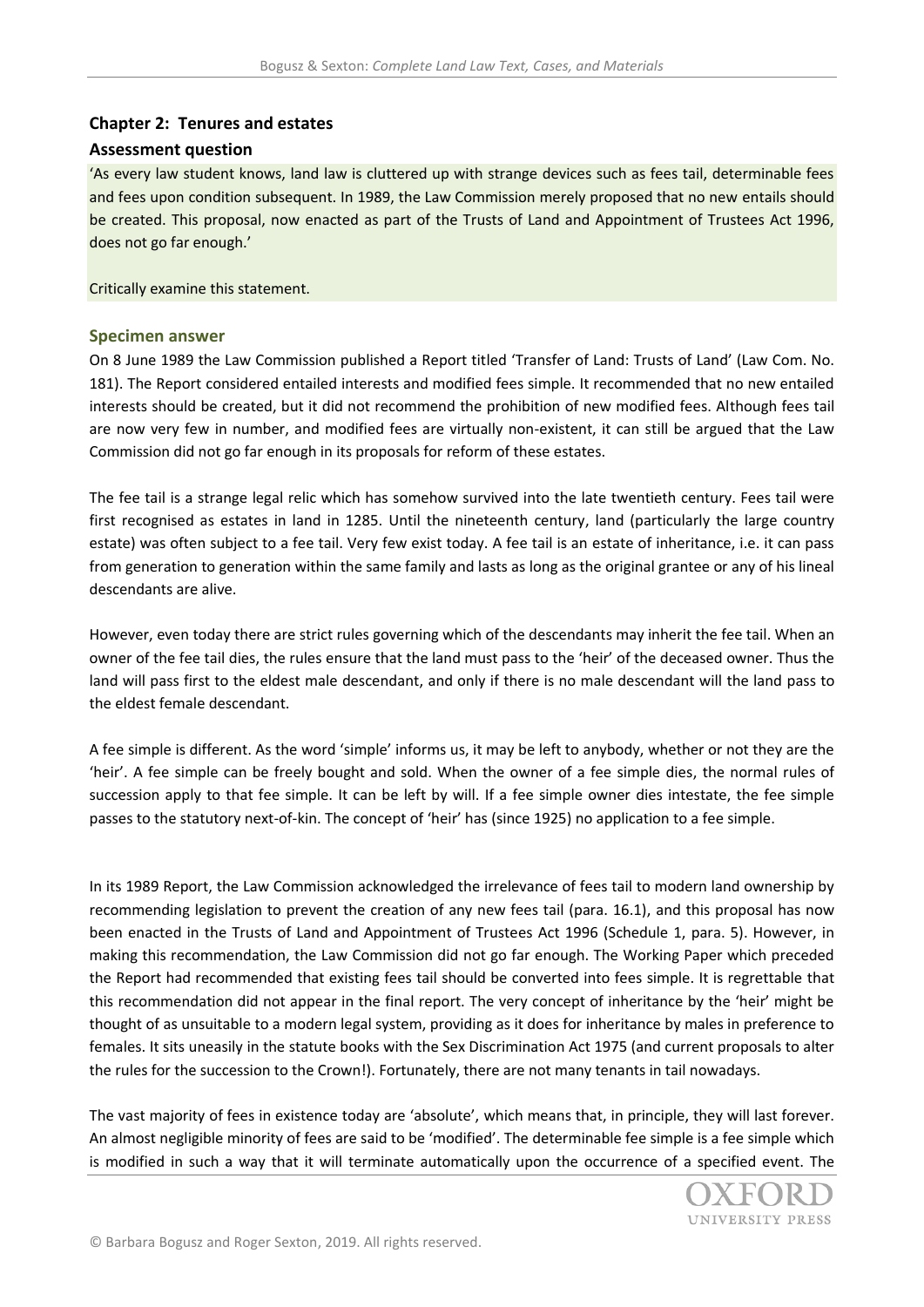## Chapter 2: Tenures and estates

### Assessment question

'As every law student knows, land law is cluttered up with strange devices such as fees tail, determinable fees and fees upon condition subsequent. In 1989, the Law Commission merely proposed that no new entails should be created. This proposal, now enacted as part of the Trusts of Land and Appointment of Trustees Act 1996, does not go far enough.'

Critically examine this statement.

### Specimen answer

On 8 June 1989 the Law Commission published a Report titled 'Transfer of Land: Trusts of Land' (Law Com. No. 181). The Report considered entailed interests and modified fees simple. It recommended that no new entailed interests should be created, but it did not recommend the prohibition of new modified fees. Although fees tail are now very few in number, and modified fees are virtually non-existent, it can still be argued that the Law Commission did not go far enough in its proposals for reform of these estates.

The fee tail is a strange legal relic which has somehow survived into the late twentieth century. Fees tail were first recognised as estates in land in 1285. Until the nineteenth century, land (particularly the large country estate) was often subject to a fee tail. Very few exist today. A fee tail is an estate of inheritance, i.e. it can pass from generation to generation within the same family and lasts as long as the original grantee or any of his lineal descendants are alive.

However, even today there are strict rules governing which of the descendants may inherit the fee tail. When an owner of the fee tail dies, the rules ensure that the land must pass to the 'heir' of the deceased owner. Thus the land will pass first to the eldest male descendant, and only if there is no male descendant will the land pass to the eldest female descendant.

A fee simple is different. As the word 'simple' informs us, it may be left to anybody, whether or not they are the 'heir'. A fee simple can be freely bought and sold. When the owner of a fee simple dies, the normal rules of succession apply to that fee simple. It can be left by will. If a fee simple owner dies intestate, the fee simple passes to the statutory next-of-kin. The concept of 'heir' has (since 1925) no application to a fee simple.

In its 1989 Report, the Law Commission acknowledged the irrelevance of fees tail to modern land ownership by recommending legislation to prevent the creation of any new fees tail (para. 16.1), and this proposal has now been enacted in the Trusts of Land and Appointment of Trustees Act 1996 (Schedule 1, para. 5). However, in making this recommendation, the Law Commission did not go far enough. The Working Paper which preceded the Report had recommended that existing fees tail should be converted into fees simple. It is regrettable that this recommendation did not appear in the final report. The very concept of inheritance by the 'heir' might be thought of as unsuitable to a modern legal system, providing as it does for inheritance by males in preference to females. It sits uneasily in the statute books with the Sex Discrimination Act 1975 (and current proposals to alter the rules for the succession to the Crown!). Fortunately, there are not many tenants in tail nowadays.

The vast majority of fees in existence today are 'absolute', which means that, in principle, they will last forever. An almost negligible minority of fees are said to be 'modified'. The determinable fee simple is a fee simple which is modified in such a way that it will terminate automatically upon the occurrence of a specified event. The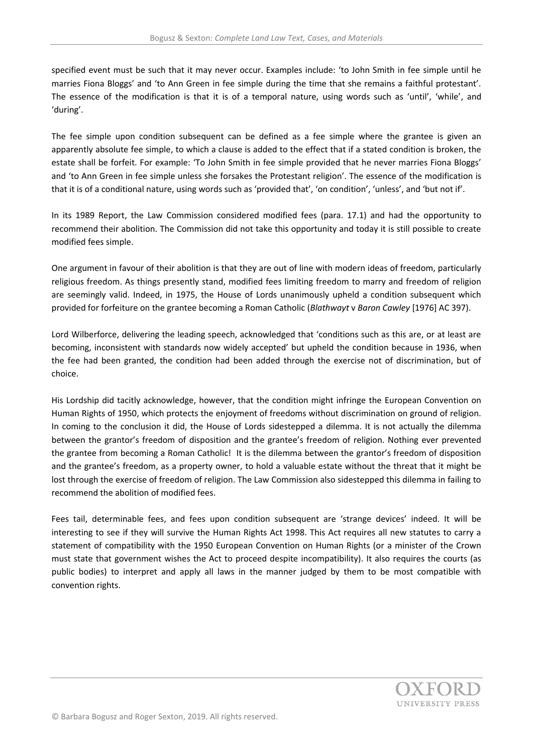specified event must be such that it may never occur. Examples include: 'to John Smith in fee simple until he marries Fiona Bloggs' and 'to Ann Green in fee simple during the time that she remains a faithful protestant'. The essence of the modification is that it is of a temporal nature, using words such as 'until', 'while', and 'during'.

The fee simple upon condition subsequent can be defined as a fee simple where the grantee is given an apparently absolute fee simple, to which a clause is added to the effect that if a stated condition is broken, the estate shall be forfeit. For example: 'To John Smith in fee simple provided that he never marries Fiona Bloggs' and 'to Ann Green in fee simple unless she forsakes the Protestant religion'. The essence of the modification is that it is of a conditional nature, using words such as 'provided that', 'on condition', 'unless', and 'but not if'.

In its 1989 Report, the Law Commission considered modified fees (para. 17.1) and had the opportunity to recommend their abolition. The Commission did not take this opportunity and today it is still possible to create modified fees simple.

One argument in favour of their abolition is that they are out of line with modern ideas of freedom, particularly religious freedom. As things presently stand, modified fees limiting freedom to marry and freedom of religion are seemingly valid. Indeed, in 1975, the House of Lords unanimously upheld a condition subsequent which provided for forfeiture on the grantee becoming a Roman Catholic (*Blathwayt* v *Baron Cawley* [1976] AC 397).

Lord Wilberforce, delivering the leading speech, acknowledged that 'conditions such as this are, or at least are becoming, inconsistent with standards now widely accepted' but upheld the condition because in 1936, when the fee had been granted, the condition had been added through the exercise not of discrimination, but of choice.

His Lordship did tacitly acknowledge, however, that the condition might infringe the European Convention on Human Rights of 1950, which protects the enjoyment of freedoms without discrimination on ground of religion. In coming to the conclusion it did, the House of Lords sidestepped a dilemma. It is not actually the dilemma between the grantor's freedom of disposition and the grantee's freedom of religion. Nothing ever prevented the grantee from becoming a Roman Catholic! It is the dilemma between the grantor's freedom of disposition and the grantee's freedom, as a property owner, to hold a valuable estate without the threat that it might be lost through the exercise of freedom of religion. The Law Commission also sidestepped this dilemma in failing to recommend the abolition of modified fees.

Fees tail, determinable fees, and fees upon condition subsequent are 'strange devices' indeed. It will be interesting to see if they will survive the Human Rights Act 1998. This Act requires all new statutes to carry a statement of compatibility with the 1950 European Convention on Human Rights (or a minister of the Crown must state that government wishes the Act to proceed despite incompatibility). It also requires the courts (as public bodies) to interpret and apply all laws in the manner judged by them to be most compatible with convention rights.